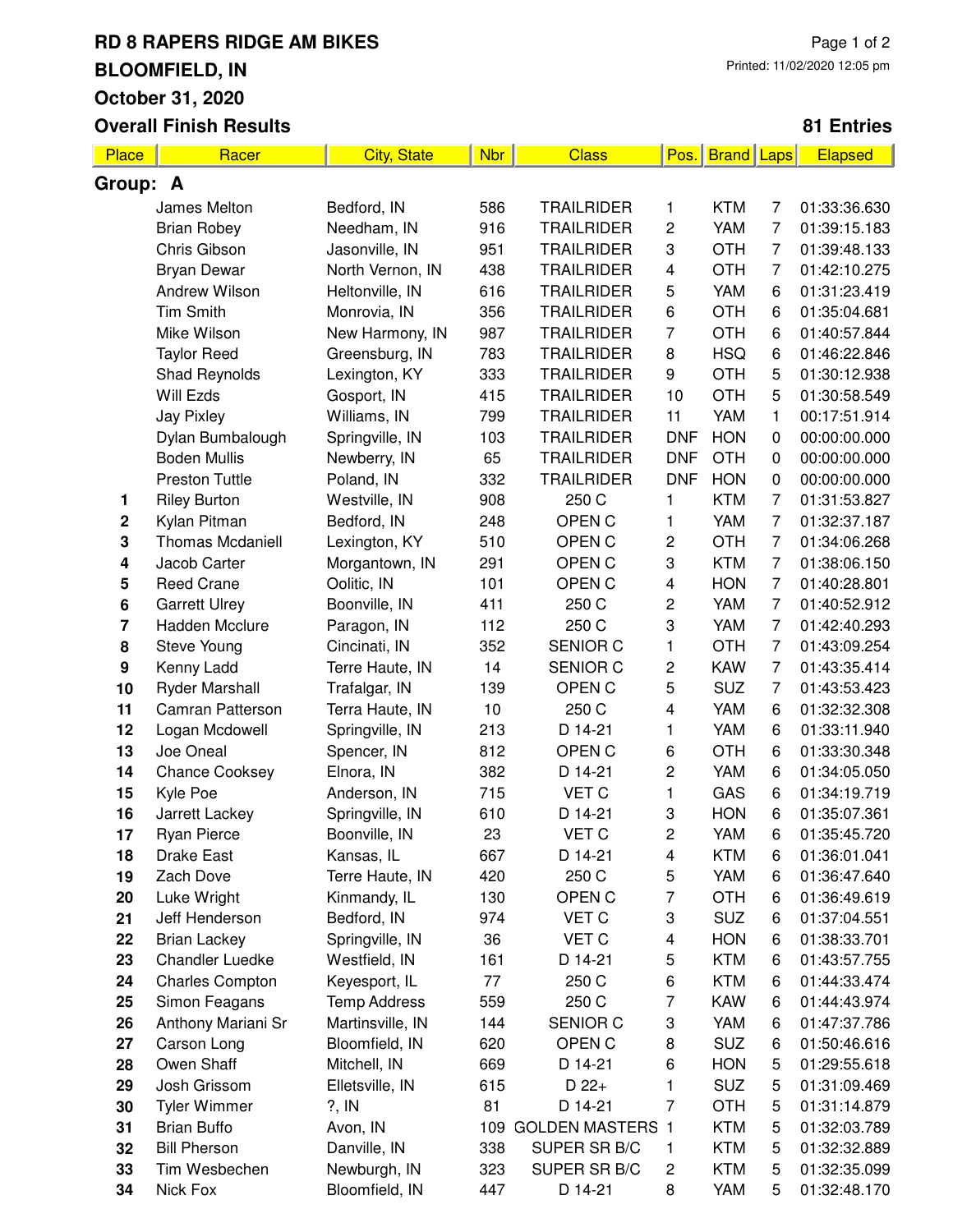# RD 8 RAPERS RIDGE AM BIKES

## BLOOMFIELD, IN

## October 31, 2020

## Overall Finish Results

Printed: 11/02/2020 12:05 pm

**81 Entries**

| Place | Racer | City, State | Nbr | Class | Pos. | Brand | Laps | Elapsed |
|---|---|---|---|---|---|---|---|---|
| **Group: A** | | | | | | | | |
| | James Melton | Bedford, IN | 586 | TRAILRIDER | 1 | KTM | 7 | 01:33:36.630 |
| | Brian Robey | Needham, IN | 916 | TRAILRIDER | 2 | YAM | 7 | 01:39:15.183 |
| | Chris Gibson | Jasonville, IN | 951 | TRAILRIDER | 3 | OTH | 7 | 01:39:48.133 |
| | Bryan Dewar | North Vernon, IN | 438 | TRAILRIDER | 4 | OTH | 7 | 01:42:10.275 |
| | Andrew Wilson | Heltonville, IN | 616 | TRAILRIDER | 5 | YAM | 6 | 01:31:23.419 |
| | Tim Smith | Monrovia, IN | 356 | TRAILRIDER | 6 | OTH | 6 | 01:35:04.681 |
| | Mike Wilson | New Harmony, IN | 987 | TRAILRIDER | 7 | OTH | 6 | 01:40:57.844 |
| | Taylor Reed | Greensburg, IN | 783 | TRAILRIDER | 8 | HSQ | 6 | 01:46:22.846 |
| | Shad Reynolds | Lexington, KY | 333 | TRAILRIDER | 9 | OTH | 5 | 01:30:12.938 |
| | Will Ezds | Gosport, IN | 415 | TRAILRIDER | 10 | OTH | 5 | 01:30:58.549 |
| | Jay Pixley | Williams, IN | 799 | TRAILRIDER | 11 | YAM | 1 | 00:17:51.914 |
| | Dylan Bumbalough | Springville, IN | 103 | TRAILRIDER | DNF | HON | 0 | 00:00:00.000 |
| | Boden Mullis | Newberry, IN | 65 | TRAILRIDER | DNF | OTH | 0 | 00:00:00.000 |
| | Preston Tuttle | Poland, IN | 332 | TRAILRIDER | DNF | HON | 0 | 00:00:00.000 |
| 1 | Riley Burton | Westville, IN | 908 | 250 C | 1 | KTM | 7 | 01:31:53.827 |
| 2 | Kylan Pitman | Bedford, IN | 248 | OPEN C | 1 | YAM | 7 | 01:32:37.187 |
| 3 | Thomas Mcdaniell | Lexington, KY | 510 | OPEN C | 2 | OTH | 7 | 01:34:06.268 |
| 4 | Jacob Carter | Morgantown, IN | 291 | OPEN C | 3 | KTM | 7 | 01:38:06.150 |
| 5 | Reed Crane | Oolitic, IN | 101 | OPEN C | 4 | HON | 7 | 01:40:28.801 |
| 6 | Garrett Ulrey | Boonville, IN | 411 | 250 C | 2 | YAM | 7 | 01:40:52.912 |
| 7 | Hadden Mcclure | Paragon, IN | 112 | 250 C | 3 | YAM | 7 | 01:42:40.293 |
| 8 | Steve Young | Cincinati, IN | 352 | SENIOR C | 1 | OTH | 7 | 01:43:09.254 |
| 9 | Kenny Ladd | Terre Haute, IN | 14 | SENIOR C | 2 | KAW | 7 | 01:43:35.414 |
| 10 | Ryder Marshall | Trafalgar, IN | 139 | OPEN C | 5 | SUZ | 7 | 01:43:53.423 |
| 11 | Camran Patterson | Terra Haute, IN | 10 | 250 C | 4 | YAM | 6 | 01:32:32.308 |
| 12 | Logan Mcdowell | Springville, IN | 213 | D 14-21 | 1 | YAM | 6 | 01:33:11.940 |
| 13 | Joe Oneal | Spencer, IN | 812 | OPEN C | 6 | OTH | 6 | 01:33:30.348 |
| 14 | Chance Cooksey | Elnora, IN | 382 | D 14-21 | 2 | YAM | 6 | 01:34:05.050 |
| 15 | Kyle Poe | Anderson, IN | 715 | VET C | 1 | GAS | 6 | 01:34:19.719 |
| 16 | Jarrett Lackey | Springville, IN | 610 | D 14-21 | 3 | HON | 6 | 01:35:07.361 |
| 17 | Ryan Pierce | Boonville, IN | 23 | VET C | 2 | YAM | 6 | 01:35:45.720 |
| 18 | Drake East | Kansas, IL | 667 | D 14-21 | 4 | KTM | 6 | 01:36:01.041 |
| 19 | Zach Dove | Terre Haute, IN | 420 | 250 C | 5 | YAM | 6 | 01:36:47.640 |
| 20 | Luke Wright | Kinmandy, IL | 130 | OPEN C | 7 | OTH | 6 | 01:36:49.619 |
| 21 | Jeff Henderson | Bedford, IN | 974 | VET C | 3 | SUZ | 6 | 01:37:04.551 |
| 22 | Brian Lackey | Springville, IN | 36 | VET C | 4 | HON | 6 | 01:38:33.701 |
| 23 | Chandler Luedke | Westfield, IN | 161 | D 14-21 | 5 | KTM | 6 | 01:43:57.755 |
| 24 | Charles Compton | Keyesport, IL | 77 | 250 C | 6 | KTM | 6 | 01:44:33.474 |
| 25 | Simon Feagans | Temp Address | 559 | 250 C | 7 | KAW | 6 | 01:44:43.974 |
| 26 | Anthony Mariani Sr | Martinsville, IN | 144 | SENIOR C | 3 | YAM | 6 | 01:47:37.786 |
| 27 | Carson Long | Bloomfield, IN | 620 | OPEN C | 8 | SUZ | 6 | 01:50:46.616 |
| 28 | Owen Shaff | Mitchell, IN | 669 | D 14-21 | 6 | HON | 5 | 01:29:55.618 |
| 29 | Josh Grissom | Elletsville, IN | 615 | D 22+ | 1 | SUZ | 5 | 01:31:09.469 |
| 30 | Tyler Wimmer | ?, IN | 81 | D 14-21 | 7 | OTH | 5 | 01:31:14.879 |
| 31 | Brian Buffo | Avon, IN | 109 | GOLDEN MASTERS | 1 | KTM | 5 | 01:32:03.789 |
| 32 | Bill Pherson | Danville, IN | 338 | SUPER SR B/C | 1 | KTM | 5 | 01:32:32.889 |
| 33 | Tim Wesbechen | Newburgh, IN | 323 | SUPER SR B/C | 2 | KTM | 5 | 01:32:35.099 |
| 34 | Nick Fox | Bloomfield, IN | 447 | D 14-21 | 8 | YAM | 5 | 01:32:48.170 |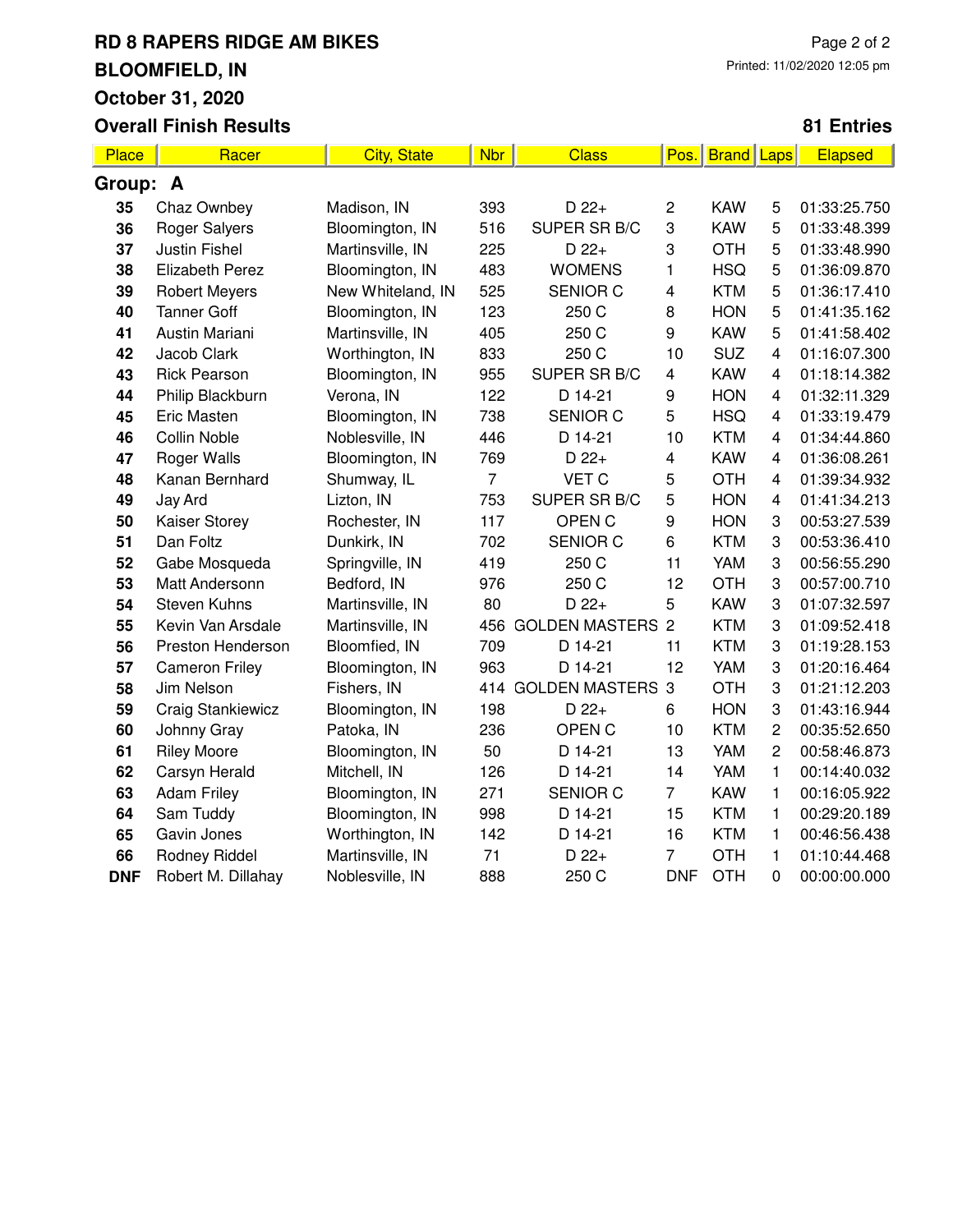# RD 8 RAPERS RIDGE AM BIKES
## BLOOMFIELD, IN
## October 31, 2020
## Overall Finish Results

Printed: 11/02/2020 12:05 pm

**81 Entries**

| Place | Racer | City, State | Nbr | Class | Pos. | Brand | Laps | Elapsed |
|---|---|---|---|---|---|---|---|---|
| **Group: A** | | | | | | | | |
| 35 | Chaz Ownbey | Madison, IN | 393 | D 22+ | 2 | KAW | 5 | 01:33:25.750 |
| 36 | Roger Salyers | Bloomington, IN | 516 | SUPER SR B/C | 3 | KAW | 5 | 01:33:48.399 |
| 37 | Justin Fishel | Martinsville, IN | 225 | D 22+ | 3 | OTH | 5 | 01:33:48.990 |
| 38 | Elizabeth Perez | Bloomington, IN | 483 | WOMENS | 1 | HSQ | 5 | 01:36:09.870 |
| 39 | Robert Meyers | New Whiteland, IN | 525 | SENIOR C | 4 | KTM | 5 | 01:36:17.410 |
| 40 | Tanner Goff | Bloomington, IN | 123 | 250 C | 8 | HON | 5 | 01:41:35.162 |
| 41 | Austin Mariani | Martinsville, IN | 405 | 250 C | 9 | KAW | 5 | 01:41:58.402 |
| 42 | Jacob Clark | Worthington, IN | 833 | 250 C | 10 | SUZ | 4 | 01:16:07.300 |
| 43 | Rick Pearson | Bloomington, IN | 955 | SUPER SR B/C | 4 | KAW | 4 | 01:18:14.382 |
| 44 | Philip Blackburn | Verona, IN | 122 | D 14-21 | 9 | HON | 4 | 01:32:11.329 |
| 45 | Eric Masten | Bloomington, IN | 738 | SENIOR C | 5 | HSQ | 4 | 01:33:19.479 |
| 46 | Collin Noble | Noblesville, IN | 446 | D 14-21 | 10 | KTM | 4 | 01:34:44.860 |
| 47 | Roger Walls | Bloomington, IN | 769 | D 22+ | 4 | KAW | 4 | 01:36:08.261 |
| 48 | Kanan Bernhard | Shumway, IL | 7 | VET C | 5 | OTH | 4 | 01:39:34.932 |
| 49 | Jay Ard | Lizton, IN | 753 | SUPER SR B/C | 5 | HON | 4 | 01:41:34.213 |
| 50 | Kaiser Storey | Rochester, IN | 117 | OPEN C | 9 | HON | 3 | 00:53:27.539 |
| 51 | Dan Foltz | Dunkirk, IN | 702 | SENIOR C | 6 | KTM | 3 | 00:53:36.410 |
| 52 | Gabe Mosqueda | Springville, IN | 419 | 250 C | 11 | YAM | 3 | 00:56:55.290 |
| 53 | Matt Andersonn | Bedford, IN | 976 | 250 C | 12 | OTH | 3 | 00:57:00.710 |
| 54 | Steven Kuhns | Martinsville, IN | 80 | D 22+ | 5 | KAW | 3 | 01:07:32.597 |
| 55 | Kevin Van Arsdale | Martinsville, IN | 456 | GOLDEN MASTERS | 2 | KTM | 3 | 01:09:52.418 |
| 56 | Preston Henderson | Bloomfied, IN | 709 | D 14-21 | 11 | KTM | 3 | 01:19:28.153 |
| 57 | Cameron Friley | Bloomington, IN | 963 | D 14-21 | 12 | YAM | 3 | 01:20:16.464 |
| 58 | Jim Nelson | Fishers, IN | 414 | GOLDEN MASTERS | 3 | OTH | 3 | 01:21:12.203 |
| 59 | Craig Stankiewicz | Bloomington, IN | 198 | D 22+ | 6 | HON | 3 | 01:43:16.944 |
| 60 | Johnny Gray | Patoka, IN | 236 | OPEN C | 10 | KTM | 2 | 00:35:52.650 |
| 61 | Riley Moore | Bloomington, IN | 50 | D 14-21 | 13 | YAM | 2 | 00:58:46.873 |
| 62 | Carsyn Herald | Mitchell, IN | 126 | D 14-21 | 14 | YAM | 1 | 00:14:40.032 |
| 63 | Adam Friley | Bloomington, IN | 271 | SENIOR C | 7 | KAW | 1 | 00:16:05.922 |
| 64 | Sam Tuddy | Bloomington, IN | 998 | D 14-21 | 15 | KTM | 1 | 00:29:20.189 |
| 65 | Gavin Jones | Worthington, IN | 142 | D 14-21 | 16 | KTM | 1 | 00:46:56.438 |
| 66 | Rodney Riddel | Martinsville, IN | 71 | D 22+ | 7 | OTH | 1 | 01:10:44.468 |
| DNF | Robert M. Dillahay | Noblesville, IN | 888 | 250 C | DNF | OTH | 0 | 00:00:00.000 |